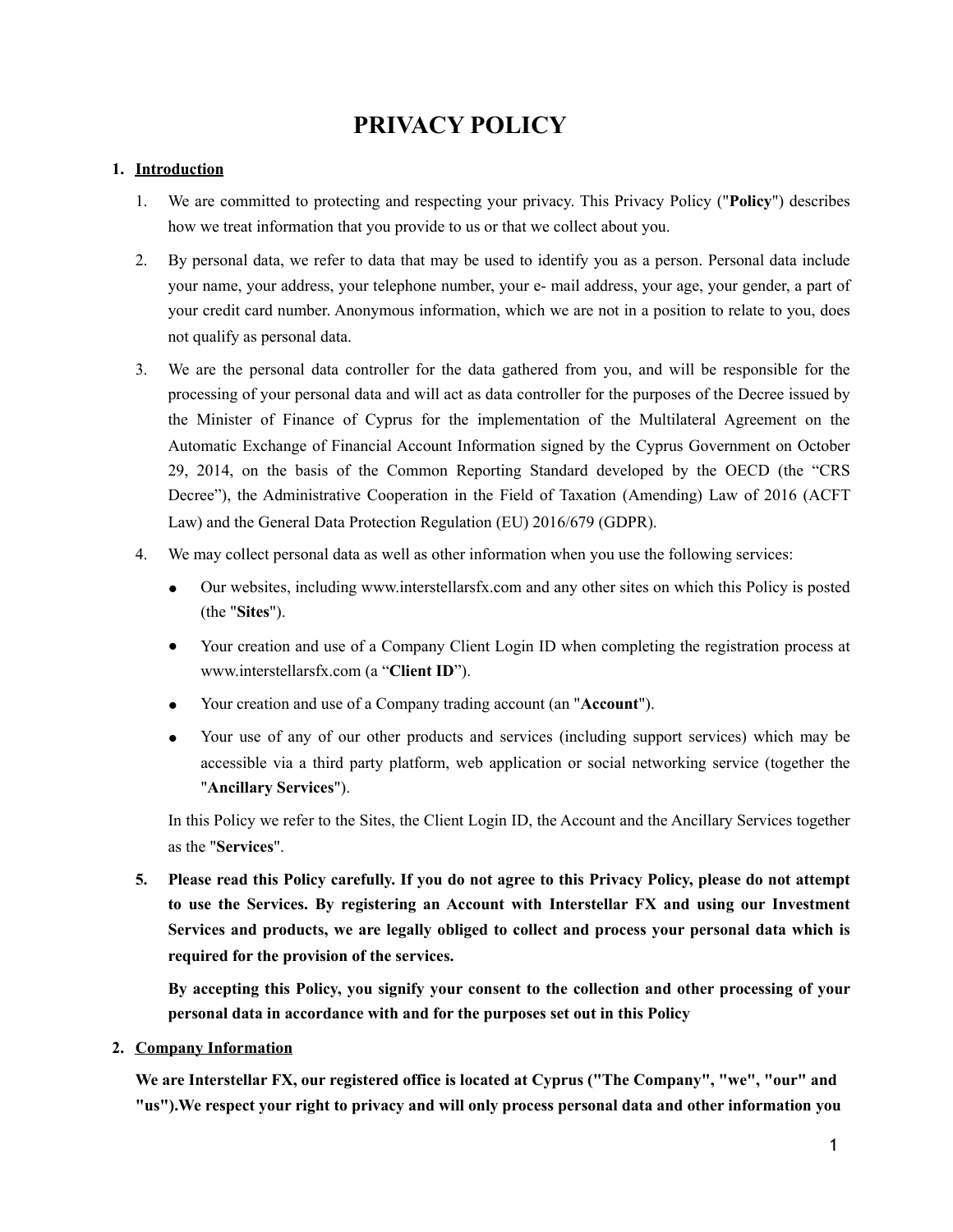# PRIVACY POLICY

1. **Introduction**

    1. We are committed to protecting and respecting your privacy. This Privacy Policy ("**Policy**") describes how we treat information that you provide to us or that we collect about you.

    2. By personal data, we refer to data that may be used to identify you as a person. Personal data include your name, your address, your telephone number, your e- mail address, your age, your gender, a part of your credit card number. Anonymous information, which we are not in a position to relate to you, does not qualify as personal data.

    3. We are the personal data controller for the data gathered from you, and will be responsible for the processing of your personal data and will act as data controller for the purposes of the Decree issued by the Minister of Finance of Cyprus for the implementation of the Multilateral Agreement on the Automatic Exchange of Financial Account Information signed by the Cyprus Government on October 29, 2014, on the basis of the Common Reporting Standard developed by the OECD (the "CRS Decree"), the Administrative Cooperation in the Field of Taxation (Amending) Law of 2016 (ACFT Law) and the General Data Protection Regulation (EU) 2016/679 (GDPR).

    4. We may collect personal data as well as other information when you use the following services:

        - Our websites, including www.interstellarsfx.com and any other sites on which this Policy is posted (the "**Sites**").
        - Your creation and use of a Company Client Login ID when completing the registration process at www.interstellarsfx.com (a "**Client ID**").
        - Your creation and use of a Company trading account (an "**Account**").
        - Your use of any of our other products and services (including support services) which may be accessible via a third party platform, web application or social networking service (together the "**Ancillary Services**").

        In this Policy we refer to the Sites, the Client Login ID, the Account and the Ancillary Services together as the "**Services**".

    5. **Please read this Policy carefully. If you do not agree to this Privacy Policy, please do not attempt to use the Services. By registering an Account with Interstellar FX and using our Investment Services and products, we are legally obliged to collect and process your personal data which is required for the provision of the services.**

        **By accepting this Policy, you signify your consent to the collection and other processing of your personal data in accordance with and for the purposes set out in this Policy**

2. **Company Information**

    **We are Interstellar FX, our registered office is located at Cyprus ("The Company", "we", "our" and "us").We respect your right to privacy and will only process personal data and other information you**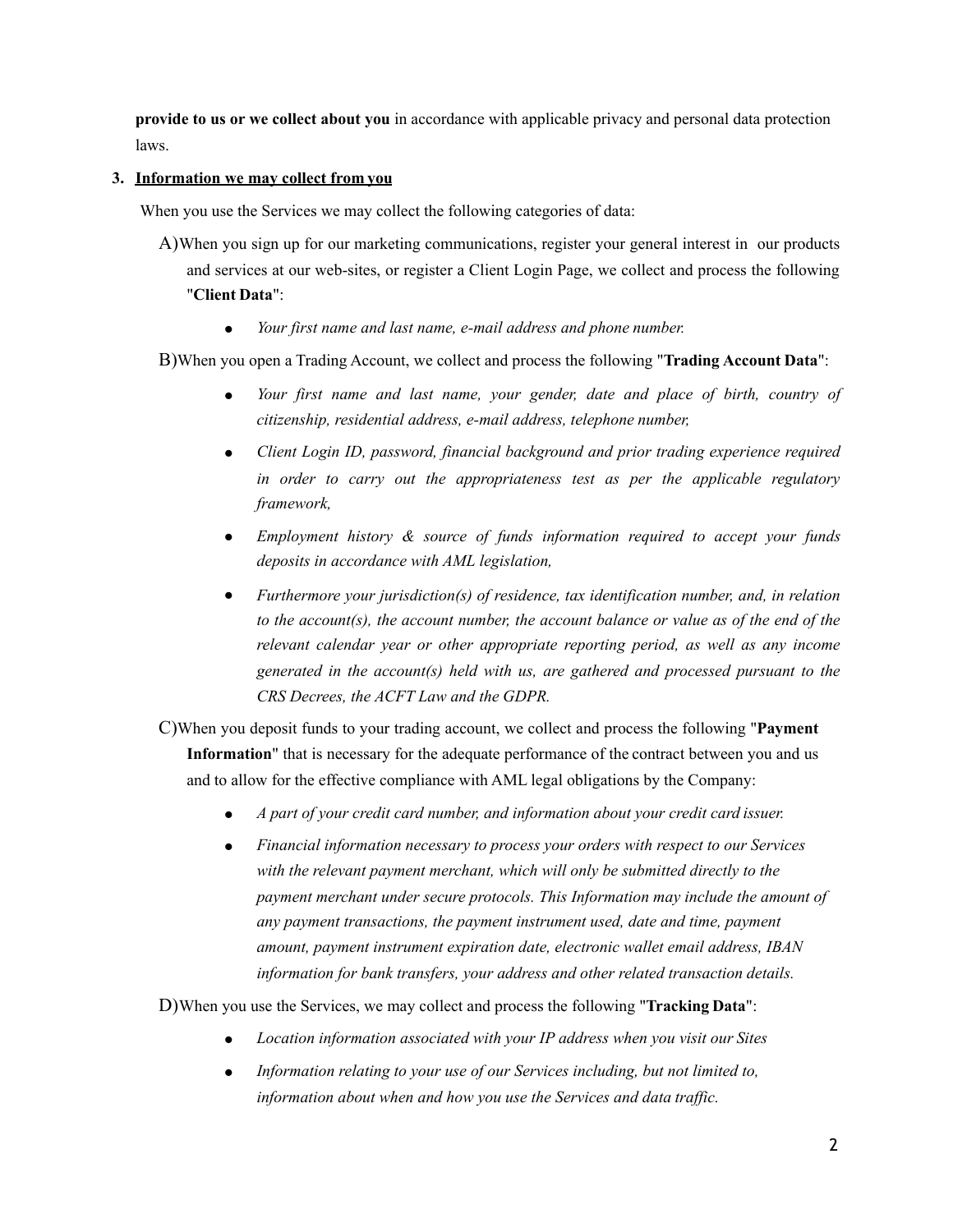**provide to us or we collect about you** in accordance with applicable privacy and personal data protection laws.

3. **Information we may collect from you**

When you use the Services we may collect the following categories of data:

A) When you sign up for our marketing communications, register your general interest in our products and services at our web-sites, or register a Client Login Page, we collect and process the following "**Client Data**":

- *Your first name and last name, e-mail address and phone number.*

B) When you open a Trading Account, we collect and process the following "**Trading Account Data**":

- *Your first name and last name, your gender, date and place of birth, country of citizenship, residential address, e-mail address, telephone number,*
- *Client Login ID, password, financial background and prior trading experience required in order to carry out the appropriateness test as per the applicable regulatory framework,*
- *Employment history & source of funds information required to accept your funds deposits in accordance with AML legislation,*
- *Furthermore your jurisdiction(s) of residence, tax identification number, and, in relation to the account(s), the account number, the account balance or value as of the end of the relevant calendar year or other appropriate reporting period, as well as any income generated in the account(s) held with us, are gathered and processed pursuant to the CRS Decrees, the ACFT Law and the GDPR.*

C) When you deposit funds to your trading account, we collect and process the following "**Payment Information**" that is necessary for the adequate performance of the contract between you and us and to allow for the effective compliance with AML legal obligations by the Company:

- *A part of your credit card number, and information about your credit card issuer.*
- *Financial information necessary to process your orders with respect to our Services with the relevant payment merchant, which will only be submitted directly to the payment merchant under secure protocols. This Information may include the amount of any payment transactions, the payment instrument used, date and time, payment amount, payment instrument expiration date, electronic wallet email address, IBAN information for bank transfers, your address and other related transaction details.*

D) When you use the Services, we may collect and process the following "**Tracking Data**":

- *Location information associated with your IP address when you visit our Sites*
- *Information relating to your use of our Services including, but not limited to, information about when and how you use the Services and data traffic.*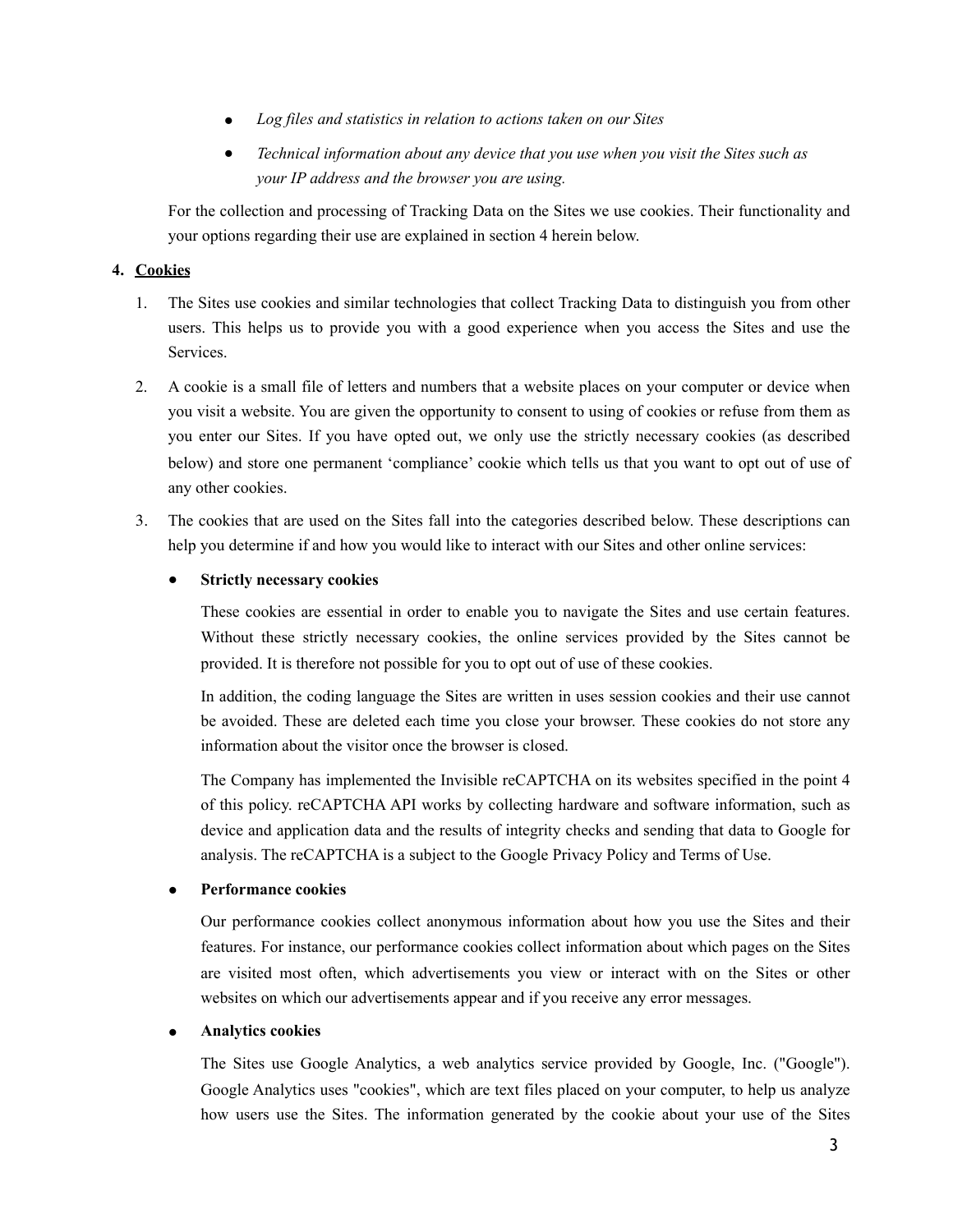- *Log files and statistics in relation to actions taken on our Sites*
- *Technical information about any device that you use when you visit the Sites such as your IP address and the browser you are using.*

For the collection and processing of Tracking Data on the Sites we use cookies. Their functionality and your options regarding their use are explained in section 4 herein below.

**4. <u>Cookies</u>**

1. The Sites use cookies and similar technologies that collect Tracking Data to distinguish you from other users. This helps us to provide you with a good experience when you access the Sites and use the Services.
2. A cookie is a small file of letters and numbers that a website places on your computer or device when you visit a website. You are given the opportunity to consent to using of cookies or refuse from them as you enter our Sites. If you have opted out, we only use the strictly necessary cookies (as described below) and store one permanent 'compliance' cookie which tells us that you want to opt out of use of any other cookies.
3. The cookies that are used on the Sites fall into the categories described below. These descriptions can help you determine if and how you would like to interact with our Sites and other online services:

   - **Strictly necessary cookies**

     These cookies are essential in order to enable you to navigate the Sites and use certain features. Without these strictly necessary cookies, the online services provided by the Sites cannot be provided. It is therefore not possible for you to opt out of use of these cookies.

     In addition, the coding language the Sites are written in uses session cookies and their use cannot be avoided. These are deleted each time you close your browser. These cookies do not store any information about the visitor once the browser is closed.

     The Company has implemented the Invisible reCAPTCHA on its websites specified in the point 4 of this policy. reCAPTCHA API works by collecting hardware and software information, such as device and application data and the results of integrity checks and sending that data to Google for analysis. The reCAPTCHA is a subject to the Google Privacy Policy and Terms of Use.

   - **Performance cookies**

     Our performance cookies collect anonymous information about how you use the Sites and their features. For instance, our performance cookies collect information about which pages on the Sites are visited most often, which advertisements you view or interact with on the Sites or other websites on which our advertisements appear and if you receive any error messages.

   - **Analytics cookies**

     The Sites use Google Analytics, a web analytics service provided by Google, Inc. ("Google"). Google Analytics uses "cookies", which are text files placed on your computer, to help us analyze how users use the Sites. The information generated by the cookie about your use of the Sites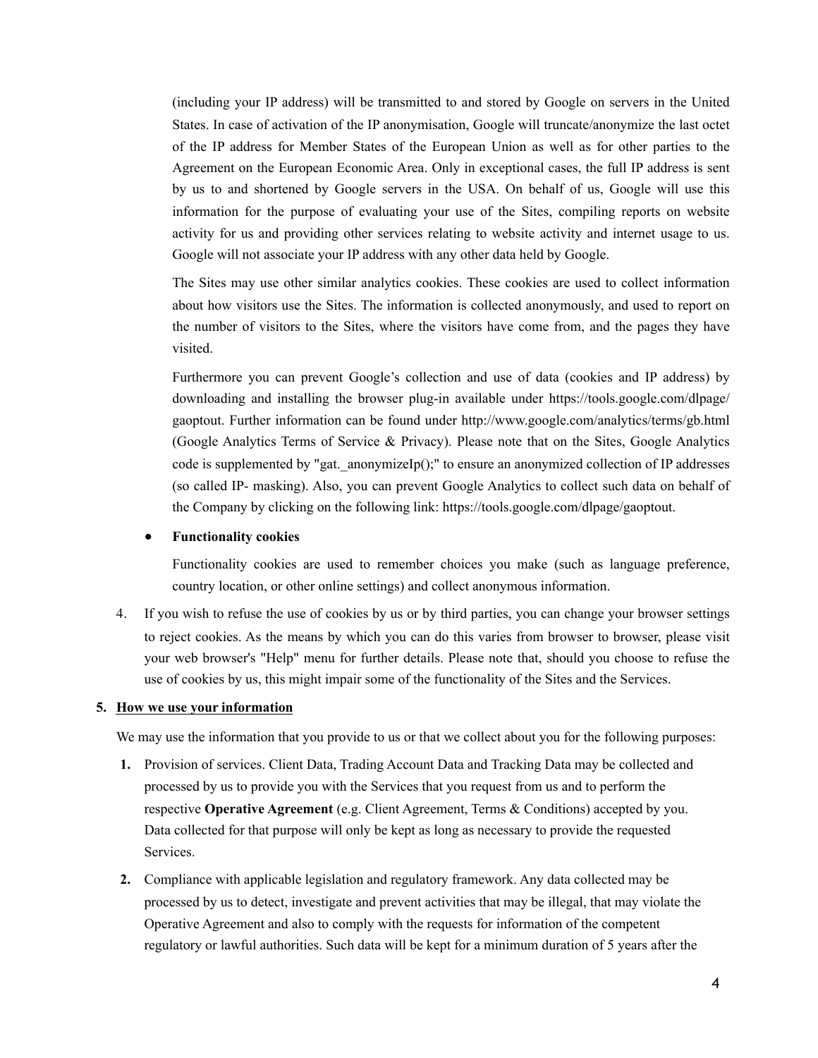(including your IP address) will be transmitted to and stored by Google on servers in the United States. In case of activation of the IP anonymisation, Google will truncate/anonymize the last octet of the IP address for Member States of the European Union as well as for other parties to the Agreement on the European Economic Area. Only in exceptional cases, the full IP address is sent by us to and shortened by Google servers in the USA. On behalf of us, Google will use this information for the purpose of evaluating your use of the Sites, compiling reports on website activity for us and providing other services relating to website activity and internet usage to us. Google will not associate your IP address with any other data held by Google.

The Sites may use other similar analytics cookies. These cookies are used to collect information about how visitors use the Sites. The information is collected anonymously, and used to report on the number of visitors to the Sites, where the visitors have come from, and the pages they have visited.

Furthermore you can prevent Google's collection and use of data (cookies and IP address) by downloading and installing the browser plug-in available under https://tools.google.com/dlpage/gaoptout. Further information can be found under http://www.google.com/analytics/terms/gb.html (Google Analytics Terms of Service & Privacy). Please note that on the Sites, Google Analytics code is supplemented by "gat._anonymizeIp();" to ensure an anonymized collection of IP addresses (so called IP- masking). Also, you can prevent Google Analytics to collect such data on behalf of the Company by clicking on the following link: https://tools.google.com/dlpage/gaoptout.

- **Functionality cookies**

  Functionality cookies are used to remember choices you make (such as language preference, country location, or other online settings) and collect anonymous information.

4. If you wish to refuse the use of cookies by us or by third parties, you can change your browser settings to reject cookies. As the means by which you can do this varies from browser to browser, please visit your web browser's "Help" menu for further details. Please note that, should you choose to refuse the use of cookies by us, this might impair some of the functionality of the Sites and the Services.

## 5. How we use your information

We may use the information that you provide to us or that we collect about you for the following purposes:

1. Provision of services. Client Data, Trading Account Data and Tracking Data may be collected and processed by us to provide you with the Services that you request from us and to perform the respective **Operative Agreement** (e.g. Client Agreement, Terms & Conditions) accepted by you. Data collected for that purpose will only be kept as long as necessary to provide the requested Services.

2. Compliance with applicable legislation and regulatory framework. Any data collected may be processed by us to detect, investigate and prevent activities that may be illegal, that may violate the Operative Agreement and also to comply with the requests for information of the competent regulatory or lawful authorities. Such data will be kept for a minimum duration of 5 years after the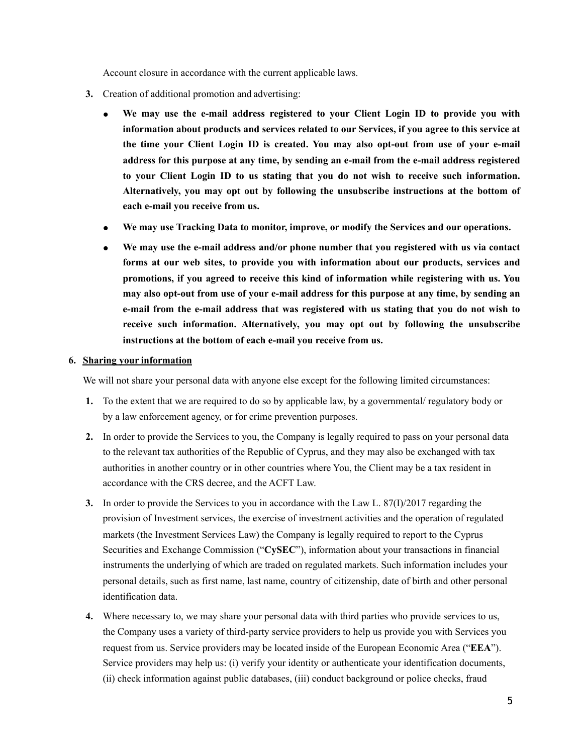Account closure in accordance with the current applicable laws.

3. Creation of additional promotion and advertising:

    - **We may use the e-mail address registered to your Client Login ID to provide you with information about products and services related to our Services, if you agree to this service at the time your Client Login ID is created. You may also opt-out from use of your e-mail address for this purpose at any time, by sending an e-mail from the e-mail address registered to your Client Login ID to us stating that you do not wish to receive such information. Alternatively, you may opt out by following the unsubscribe instructions at the bottom of each e-mail you receive from us.**
    - **We may use Tracking Data to monitor, improve, or modify the Services and our operations.**
    - **We may use the e-mail address and/or phone number that you registered with us via contact forms at our web sites, to provide you with information about our products, services and promotions, if you agreed to receive this kind of information while registering with us. You may also opt-out from use of your e-mail address for this purpose at any time, by sending an e-mail from the e-mail address that was registered with us stating that you do not wish to receive such information. Alternatively, you may opt out by following the unsubscribe instructions at the bottom of each e-mail you receive from us.**

## 6. Sharing your information

We will not share your personal data with anyone else except for the following limited circumstances:

1. To the extent that we are required to do so by applicable law, by a governmental/ regulatory body or by a law enforcement agency, or for crime prevention purposes.
2. In order to provide the Services to you, the Company is legally required to pass on your personal data to the relevant tax authorities of the Republic of Cyprus, and they may also be exchanged with tax authorities in another country or in other countries where You, the Client may be a tax resident in accordance with the CRS decree, and the ACFT Law.
3. In order to provide the Services to you in accordance with the Law L. 87(I)/2017 regarding the provision of Investment services, the exercise of investment activities and the operation of regulated markets (the Investment Services Law) the Company is legally required to report to the Cyprus Securities and Exchange Commission ("**CySEC**"), information about your transactions in financial instruments the underlying of which are traded on regulated markets. Such information includes your personal details, such as first name, last name, country of citizenship, date of birth and other personal identification data.
4. Where necessary to, we may share your personal data with third parties who provide services to us, the Company uses a variety of third-party service providers to help us provide you with Services you request from us. Service providers may be located inside of the European Economic Area ("**EEA**"). Service providers may help us: (i) verify your identity or authenticate your identification documents, (ii) check information against public databases, (iii) conduct background or police checks, fraud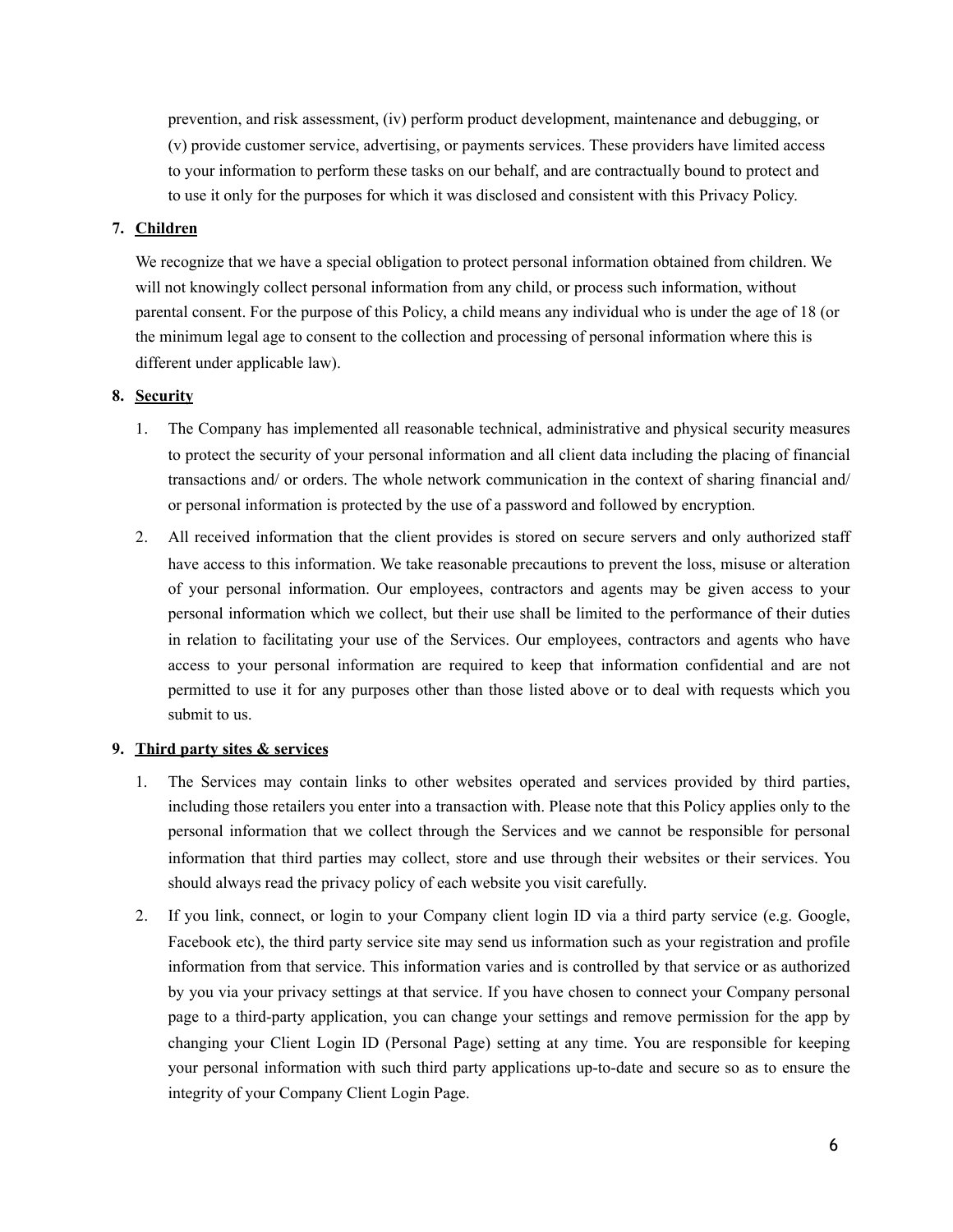prevention, and risk assessment, (iv) perform product development, maintenance and debugging, or (v) provide customer service, advertising, or payments services. These providers have limited access to your information to perform these tasks on our behalf, and are contractually bound to protect and to use it only for the purposes for which it was disclosed and consistent with this Privacy Policy.

7. **Children**

We recognize that we have a special obligation to protect personal information obtained from children. We will not knowingly collect personal information from any child, or process such information, without parental consent. For the purpose of this Policy, a child means any individual who is under the age of 18 (or the minimum legal age to consent to the collection and processing of personal information where this is different under applicable law).

8. **Security**

   1. The Company has implemented all reasonable technical, administrative and physical security measures to protect the security of your personal information and all client data including the placing of financial transactions and/ or orders. The whole network communication in the context of sharing financial and/ or personal information is protected by the use of a password and followed by encryption.
   2. All received information that the client provides is stored on secure servers and only authorized staff have access to this information. We take reasonable precautions to prevent the loss, misuse or alteration of your personal information. Our employees, contractors and agents may be given access to your personal information which we collect, but their use shall be limited to the performance of their duties in relation to facilitating your use of the Services. Our employees, contractors and agents who have access to your personal information are required to keep that information confidential and are not permitted to use it for any purposes other than those listed above or to deal with requests which you submit to us.

9. **Third party sites & services**

   1. The Services may contain links to other websites operated and services provided by third parties, including those retailers you enter into a transaction with. Please note that this Policy applies only to the personal information that we collect through the Services and we cannot be responsible for personal information that third parties may collect, store and use through their websites or their services. You should always read the privacy policy of each website you visit carefully.
   2. If you link, connect, or login to your Company client login ID via a third party service (e.g. Google, Facebook etc), the third party service site may send us information such as your registration and profile information from that service. This information varies and is controlled by that service or as authorized by you via your privacy settings at that service. If you have chosen to connect your Company personal page to a third-party application, you can change your settings and remove permission for the app by changing your Client Login ID (Personal Page) setting at any time. You are responsible for keeping your personal information with such third party applications up-to-date and secure so as to ensure the integrity of your Company Client Login Page.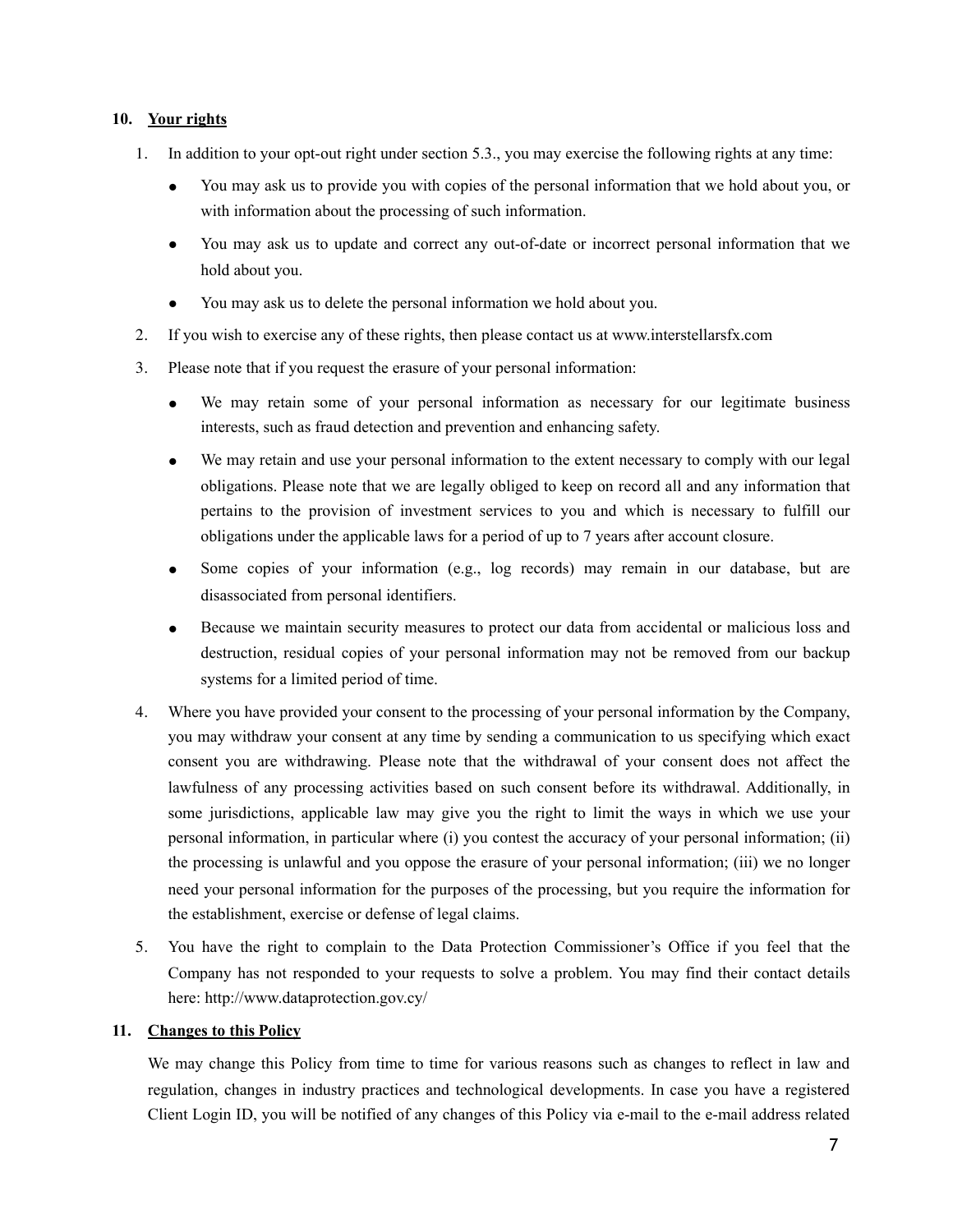**10. Your rights**

1. In addition to your opt-out right under section 5.3., you may exercise the following rights at any time:
    - You may ask us to provide you with copies of the personal information that we hold about you, or with information about the processing of such information.
    - You may ask us to update and correct any out-of-date or incorrect personal information that we hold about you.
    - You may ask us to delete the personal information we hold about you.
2. If you wish to exercise any of these rights, then please contact us at www.interstellarsfx.com
3. Please note that if you request the erasure of your personal information:
    - We may retain some of your personal information as necessary for our legitimate business interests, such as fraud detection and prevention and enhancing safety.
    - We may retain and use your personal information to the extent necessary to comply with our legal obligations. Please note that we are legally obliged to keep on record all and any information that pertains to the provision of investment services to you and which is necessary to fulfill our obligations under the applicable laws for a period of up to 7 years after account closure.
    - Some copies of your information (e.g., log records) may remain in our database, but are disassociated from personal identifiers.
    - Because we maintain security measures to protect our data from accidental or malicious loss and destruction, residual copies of your personal information may not be removed from our backup systems for a limited period of time.
4. Where you have provided your consent to the processing of your personal information by the Company, you may withdraw your consent at any time by sending a communication to us specifying which exact consent you are withdrawing. Please note that the withdrawal of your consent does not affect the lawfulness of any processing activities based on such consent before its withdrawal. Additionally, in some jurisdictions, applicable law may give you the right to limit the ways in which we use your personal information, in particular where (i) you contest the accuracy of your personal information; (ii) the processing is unlawful and you oppose the erasure of your personal information; (iii) we no longer need your personal information for the purposes of the processing, but you require the information for the establishment, exercise or defense of legal claims.
5. You have the right to complain to the Data Protection Commissioner's Office if you feel that the Company has not responded to your requests to solve a problem. You may find their contact details here: http://www.dataprotection.gov.cy/

**11. Changes to this Policy**

We may change this Policy from time to time for various reasons such as changes to reflect in law and regulation, changes in industry practices and technological developments. In case you have a registered Client Login ID, you will be notified of any changes of this Policy via e-mail to the e-mail address related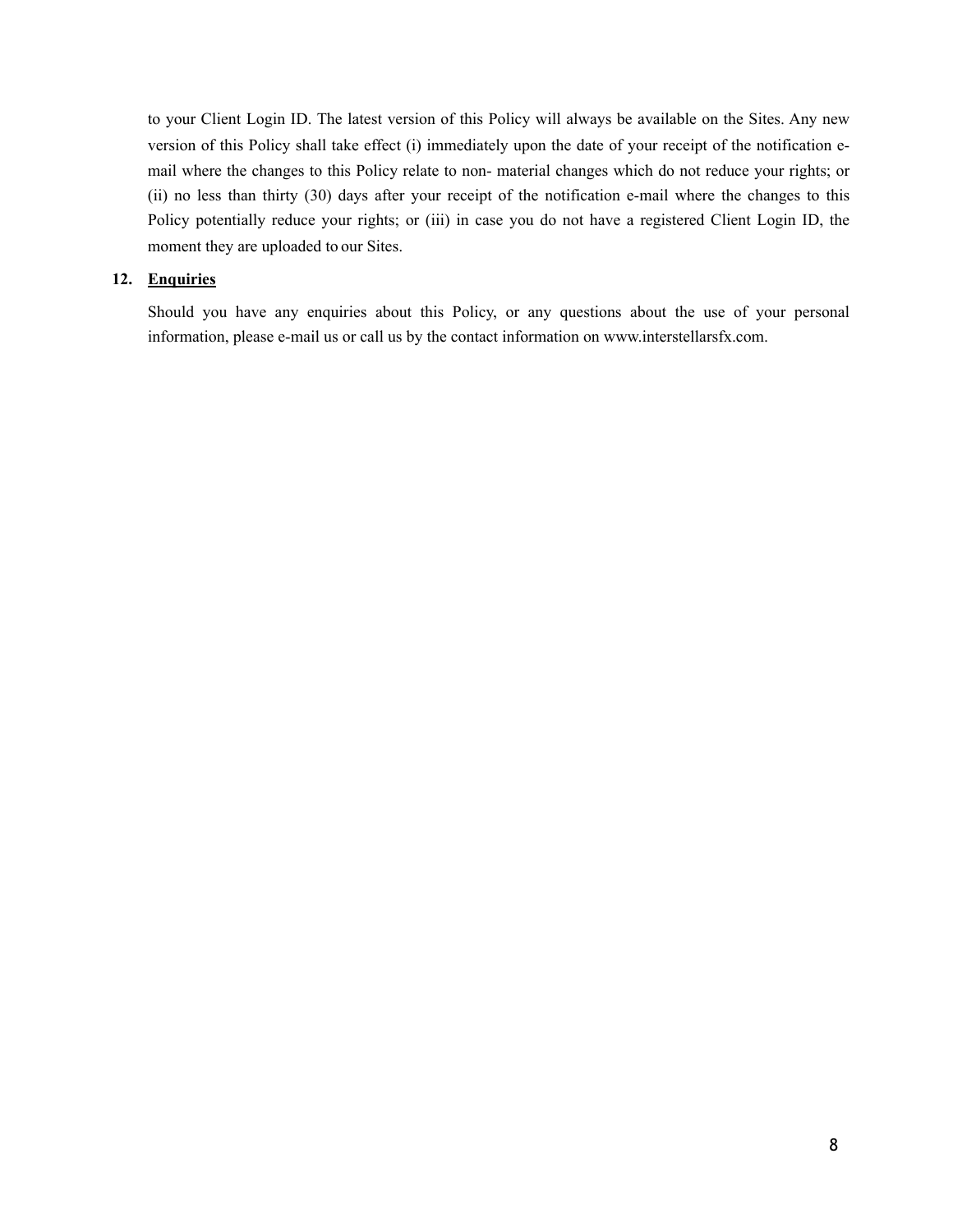to your Client Login ID. The latest version of this Policy will always be available on the Sites. Any new version of this Policy shall take effect (i) immediately upon the date of your receipt of the notification e-mail where the changes to this Policy relate to non- material changes which do not reduce your rights; or (ii) no less than thirty (30) days after your receipt of the notification e-mail where the changes to this Policy potentially reduce your rights; or (iii) in case you do not have a registered Client Login ID, the moment they are uploaded to our Sites.

## 12. Enquiries

Should you have any enquiries about this Policy, or any questions about the use of your personal information, please e-mail us or call us by the contact information on www.interstellarsfx.com.